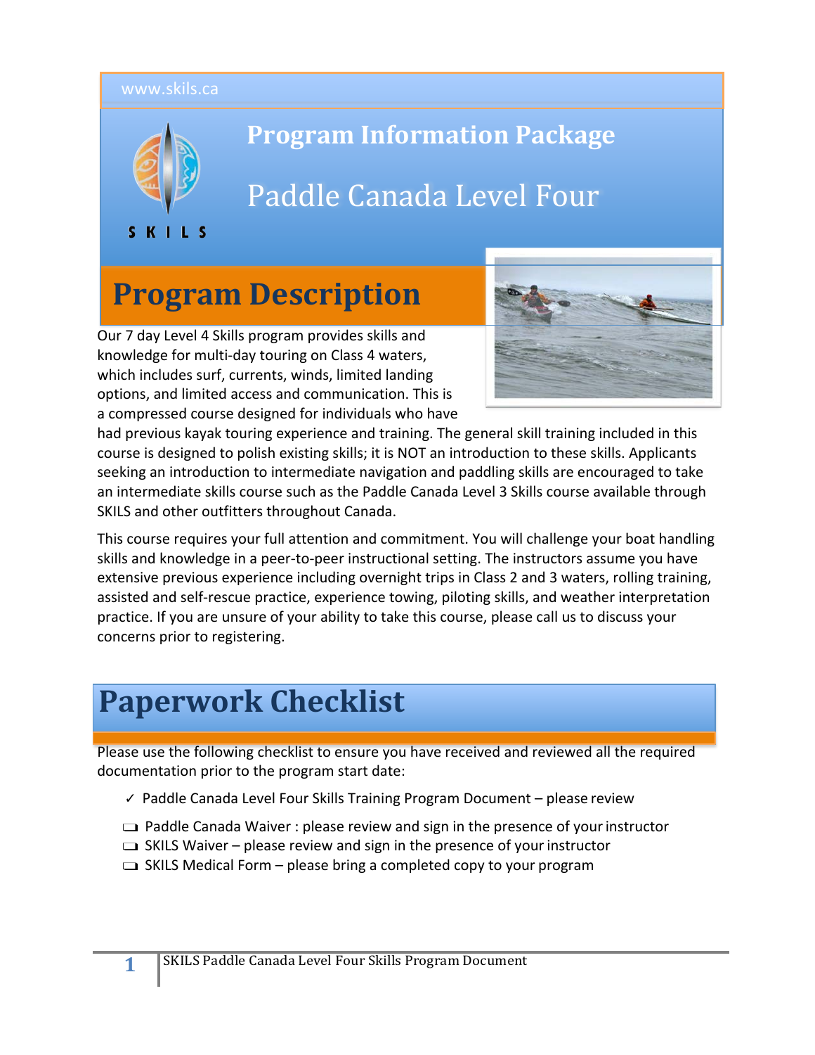www.skils.ca

SKILS

# Program Information Package

# Paddle Canada Level Four

## Program Description

Our 7 day Level 4 Skills program provides skills and knowledge for multi-day touring on Class 4 waters, which includes surf, currents, winds, limited landing options, and limited access and communication. This is a compressed course designed for individuals who have had previous kayak touring experience and training. The general skill training included in this course is designed to polish existing skills; it is NOT an introduction to these skills. Applicants seeking an introduction to intermediate navigation and paddling skills are encouraged to take an intermediate skills course such as the Paddle Canada Level 3 Skills course available through SKILS and other outfitters throughout Canada.

This course requires your full attention and commitment. You will challenge your boat handling skills and knowledge in a peer-to-peer instructional setting. The instructors assume you have extensive previous experience including overnight trips in Class 2 and 3 waters, rolling training, assisted and self-rescue practice, experience towing, piloting skills, and weather interpretation practice. If you are unsure of your ability to take this course, please call us to discuss your concerns prior to registering.

## Paperwork Checklist

Please use the following checklist to ensure you have received and reviewed all the required documentation prior to the program start date:

- ✓ Paddle Canada Level Four Skills Training Program Document – please review
- ❑ Paddle Canada Waiver : please review and sign in the presence of your instructor
- ❑ SKILS Waiver – please review and sign in the presence of your instructor
- ❑ SKILS Medical Form – please bring a completed copy to your program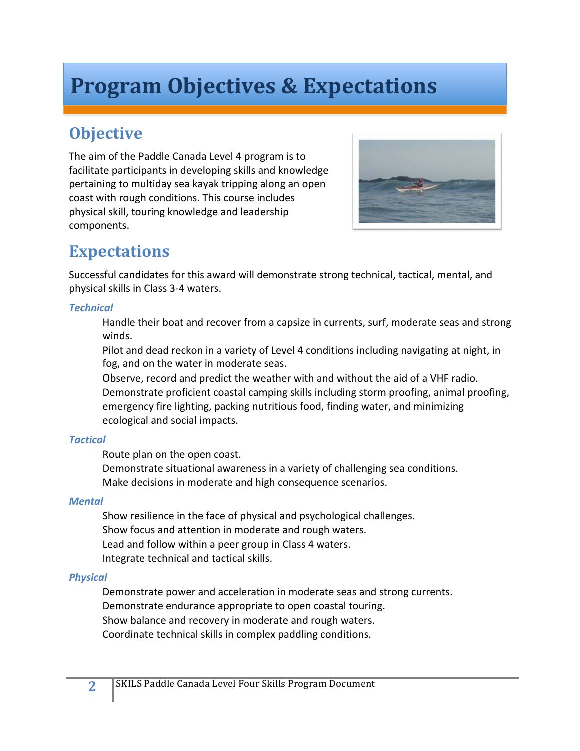# Program Objectives & Expectations

## Objective

The aim of the Paddle Canada Level 4 program is to facilitate participants in developing skills and knowledge pertaining to multiday sea kayak tripping along an open coast with rough conditions. This course includes physical skill, touring knowledge and leadership components.

## Expectations

Successful candidates for this award will demonstrate strong technical, tactical, mental, and physical skills in Class 3-4 waters.

### *Technical*

Handle their boat and recover from a capsize in currents, surf, moderate seas and strong winds.

Pilot and dead reckon in a variety of Level 4 conditions including navigating at night, in fog, and on the water in moderate seas.

Observe, record and predict the weather with and without the aid of a VHF radio.

Demonstrate proficient coastal camping skills including storm proofing, animal proofing, emergency fire lighting, packing nutritious food, finding water, and minimizing ecological and social impacts.

### *Tactical*

Route plan on the open coast.

Demonstrate situational awareness in a variety of challenging sea conditions.

Make decisions in moderate and high consequence scenarios.

### *Mental*

Show resilience in the face of physical and psychological challenges.

Show focus and attention in moderate and rough waters.

Lead and follow within a peer group in Class 4 waters.

Integrate technical and tactical skills.

### *Physical*

Demonstrate power and acceleration in moderate seas and strong currents.

Demonstrate endurance appropriate to open coastal touring.

Show balance and recovery in moderate and rough waters.

Coordinate technical skills in complex paddling conditions.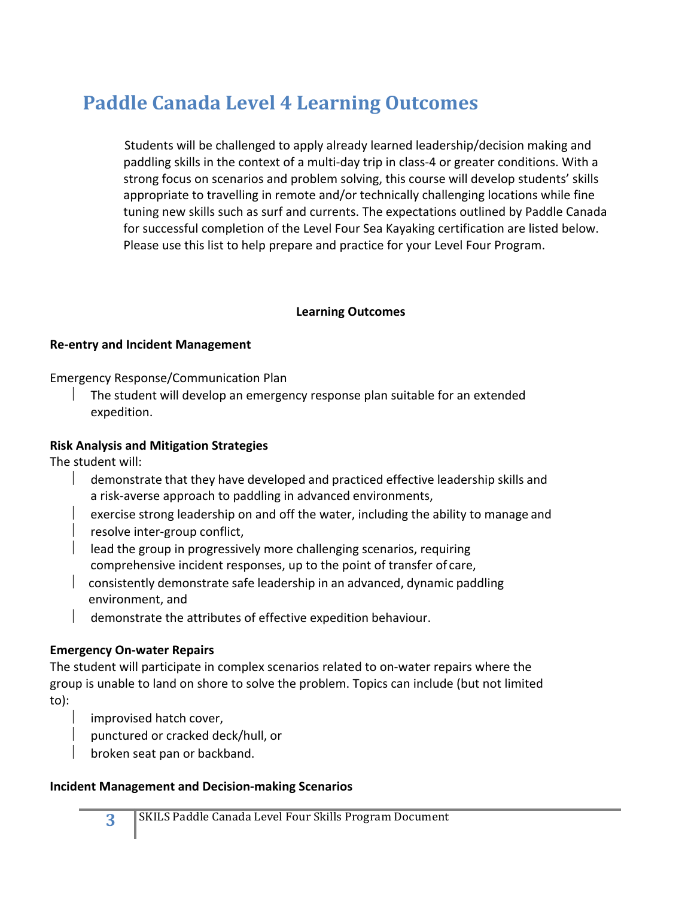# Paddle Canada Level 4 Learning Outcomes

Students will be challenged to apply already learned leadership/decision making and paddling skills in the context of a multi-day trip in class-4 or greater conditions. With a strong focus on scenarios and problem solving, this course will develop students' skills appropriate to travelling in remote and/or technically challenging locations while fine tuning new skills such as surf and currents. The expectations outlined by Paddle Canada for successful completion of the Level Four Sea Kayaking certification are listed below. Please use this list to help prepare and practice for your Level Four Program.

**Learning Outcomes**

**Re-entry and Incident Management**

Emergency Response/Communication Plan

- The student will develop an emergency response plan suitable for an extended expedition.

**Risk Analysis and Mitigation Strategies**

The student will:

- demonstrate that they have developed and practiced effective leadership skills and a risk-averse approach to paddling in advanced environments,
- exercise strong leadership on and off the water, including the ability to manage and resolve inter-group conflict,
- lead the group in progressively more challenging scenarios, requiring comprehensive incident responses, up to the point of transfer of care,
- consistently demonstrate safe leadership in an advanced, dynamic paddling environment, and
- demonstrate the attributes of effective expedition behaviour.

**Emergency On-water Repairs**

The student will participate in complex scenarios related to on-water repairs where the group is unable to land on shore to solve the problem. Topics can include (but not limited to):

- improvised hatch cover,
- punctured or cracked deck/hull, or
- broken seat pan or backband.

**Incident Management and Decision-making Scenarios**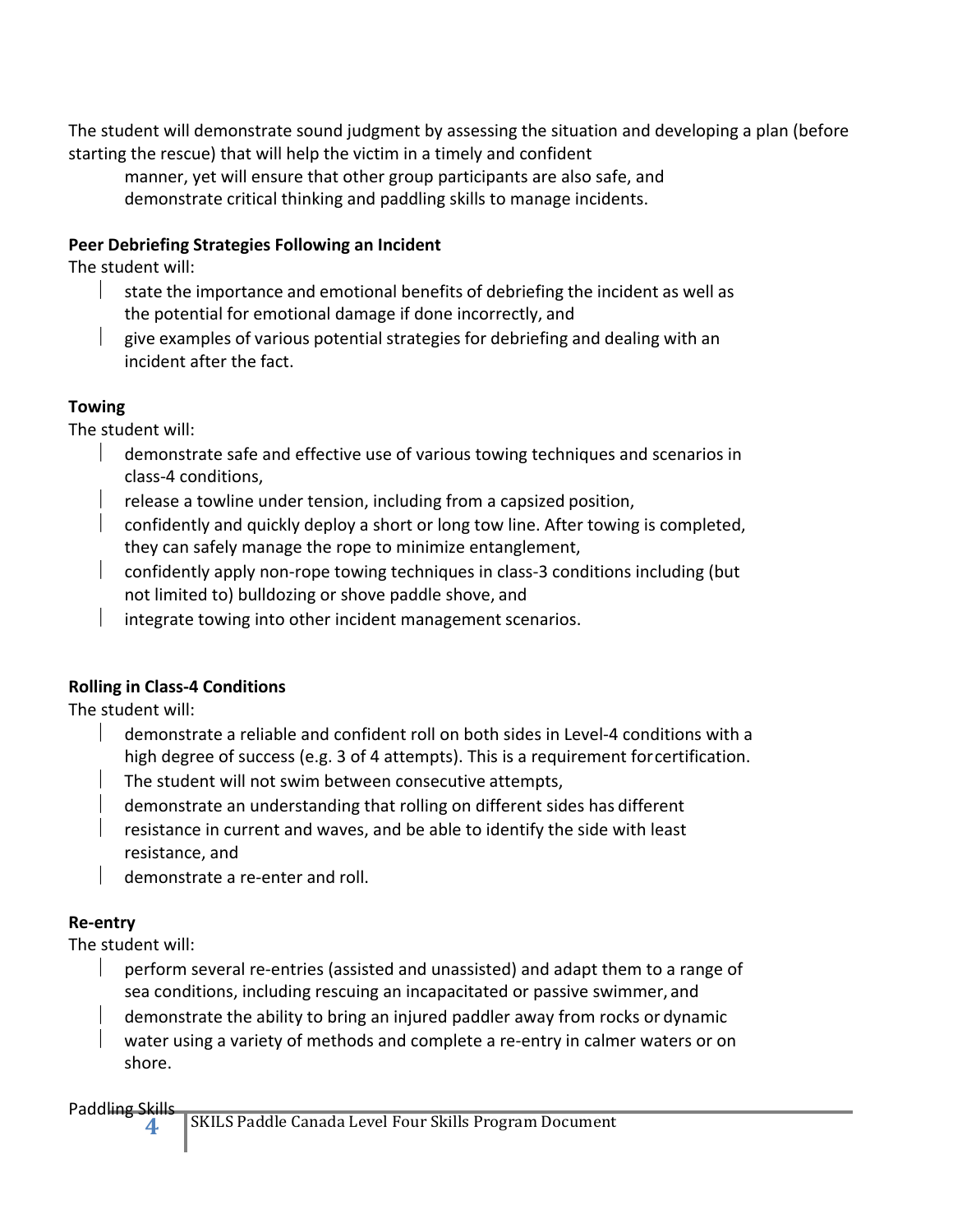The student will demonstrate sound judgment by assessing the situation and developing a plan (before starting the rescue) that will help the victim in a timely and confident manner, yet will ensure that other group participants are also safe, and demonstrate critical thinking and paddling skills to manage incidents.

**Peer Debriefing Strategies Following an Incident**

The student will:

- state the importance and emotional benefits of debriefing the incident as well as the potential for emotional damage if done incorrectly, and
- give examples of various potential strategies for debriefing and dealing with an incident after the fact.

**Towing**

The student will:

- demonstrate safe and effective use of various towing techniques and scenarios in class-4 conditions,
- release a towline under tension, including from a capsized position,
- confidently and quickly deploy a short or long tow line. After towing is completed, they can safely manage the rope to minimize entanglement,
- confidently apply non-rope towing techniques in class-3 conditions including (but not limited to) bulldozing or shove paddle shove, and
- integrate towing into other incident management scenarios.

**Rolling in Class-4 Conditions**

The student will:

- demonstrate a reliable and confident roll on both sides in Level-4 conditions with a high degree of success (e.g. 3 of 4 attempts). This is a requirement for certification.
- The student will not swim between consecutive attempts,
- demonstrate an understanding that rolling on different sides has different
- resistance in current and waves, and be able to identify the side with least resistance, and
- demonstrate a re-enter and roll.

**Re-entry**

The student will:

- perform several re-entries (assisted and unassisted) and adapt them to a range of sea conditions, including rescuing an incapacitated or passive swimmer, and
- demonstrate the ability to bring an injured paddler away from rocks or dynamic
- water using a variety of methods and complete a re-entry in calmer waters or on shore.

Paddling Skills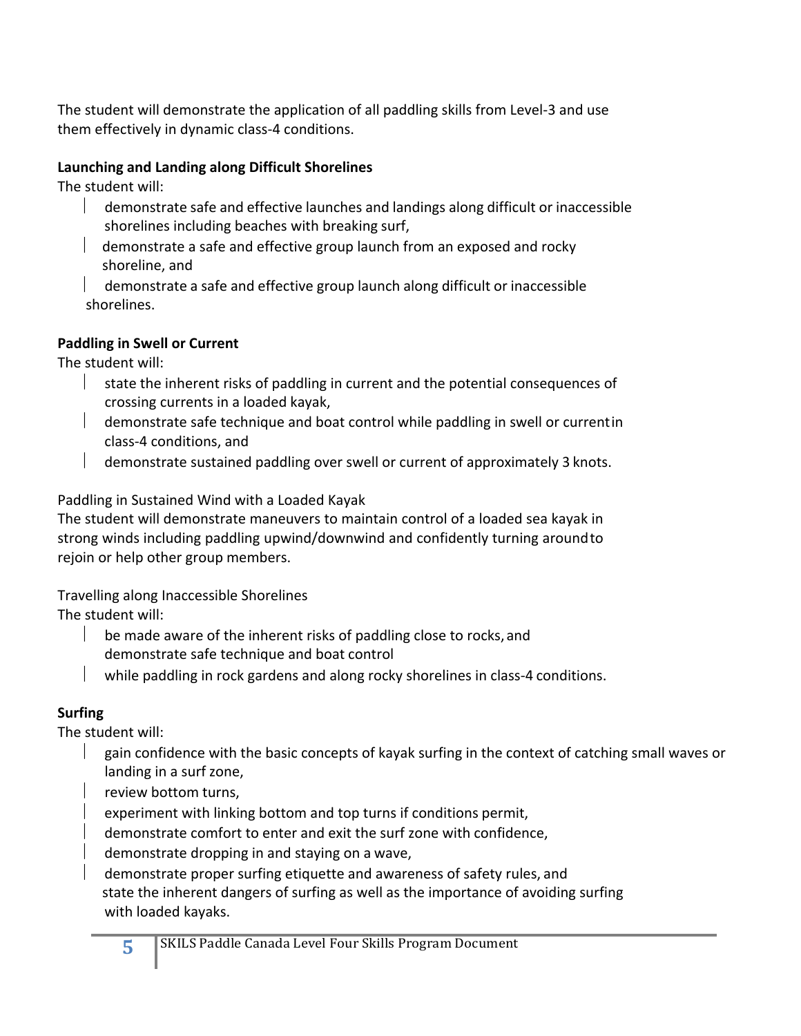The student will demonstrate the application of all paddling skills from Level-3 and use them effectively in dynamic class-4 conditions.

**Launching and Landing along Difficult Shorelines**

The student will:

- demonstrate safe and effective launches and landings along difficult or inaccessible shorelines including beaches with breaking surf,
- demonstrate a safe and effective group launch from an exposed and rocky shoreline, and
- demonstrate a safe and effective group launch along difficult or inaccessible shorelines.

**Paddling in Swell or Current**

The student will:

- state the inherent risks of paddling in current and the potential consequences of crossing currents in a loaded kayak,
- demonstrate safe technique and boat control while paddling in swell or current in class-4 conditions, and
- demonstrate sustained paddling over swell or current of approximately 3 knots.

Paddling in Sustained Wind with a Loaded Kayak

The student will demonstrate maneuvers to maintain control of a loaded sea kayak in strong winds including paddling upwind/downwind and confidently turning around to rejoin or help other group members.

Travelling along Inaccessible Shorelines

The student will:

- be made aware of the inherent risks of paddling close to rocks, and demonstrate safe technique and boat control
- while paddling in rock gardens and along rocky shorelines in class-4 conditions.

**Surfing**

The student will:

- gain confidence with the basic concepts of kayak surfing in the context of catching small waves or landing in a surf zone,
- review bottom turns,
- experiment with linking bottom and top turns if conditions permit,
- demonstrate comfort to enter and exit the surf zone with confidence,
- demonstrate dropping in and staying on a wave,
- demonstrate proper surfing etiquette and awareness of safety rules, and state the inherent dangers of surfing as well as the importance of avoiding surfing with loaded kayaks.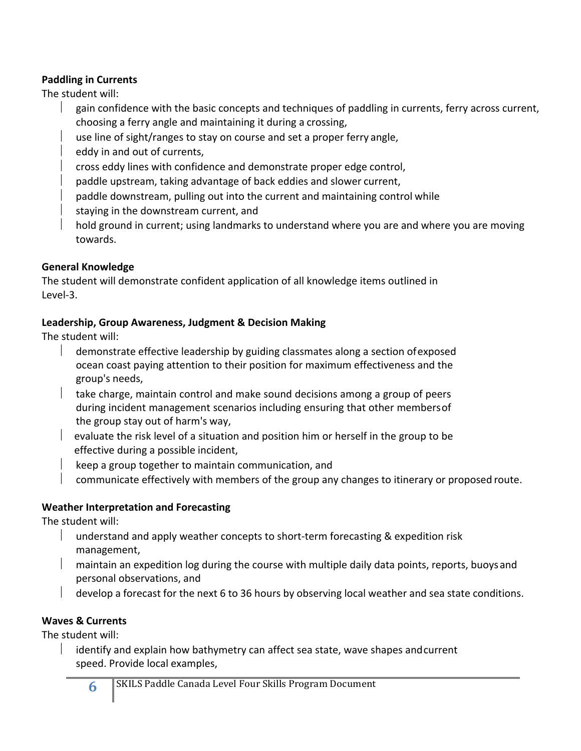**Paddling in Currents**

The student will:

- gain confidence with the basic concepts and techniques of paddling in currents, ferry across current, choosing a ferry angle and maintaining it during a crossing,
- use line of sight/ranges to stay on course and set a proper ferry angle,
- eddy in and out of currents,
- cross eddy lines with confidence and demonstrate proper edge control,
- paddle upstream, taking advantage of back eddies and slower current,
- paddle downstream, pulling out into the current and maintaining control while
- staying in the downstream current, and
- hold ground in current; using landmarks to understand where you are and where you are moving towards.

**General Knowledge**

The student will demonstrate confident application of all knowledge items outlined in Level-3.

**Leadership, Group Awareness, Judgment & Decision Making**

The student will:

- demonstrate effective leadership by guiding classmates along a section of exposed ocean coast paying attention to their position for maximum effectiveness and the group's needs,
- take charge, maintain control and make sound decisions among a group of peers during incident management scenarios including ensuring that other members of the group stay out of harm's way,
- evaluate the risk level of a situation and position him or herself in the group to be effective during a possible incident,
- keep a group together to maintain communication, and
- communicate effectively with members of the group any changes to itinerary or proposed route.

**Weather Interpretation and Forecasting**

The student will:

- understand and apply weather concepts to short-term forecasting & expedition risk management,
- maintain an expedition log during the course with multiple daily data points, reports, buoys and personal observations, and
- develop a forecast for the next 6 to 36 hours by observing local weather and sea state conditions.

**Waves & Currents**

The student will:

- identify and explain how bathymetry can affect sea state, wave shapes and current speed. Provide local examples,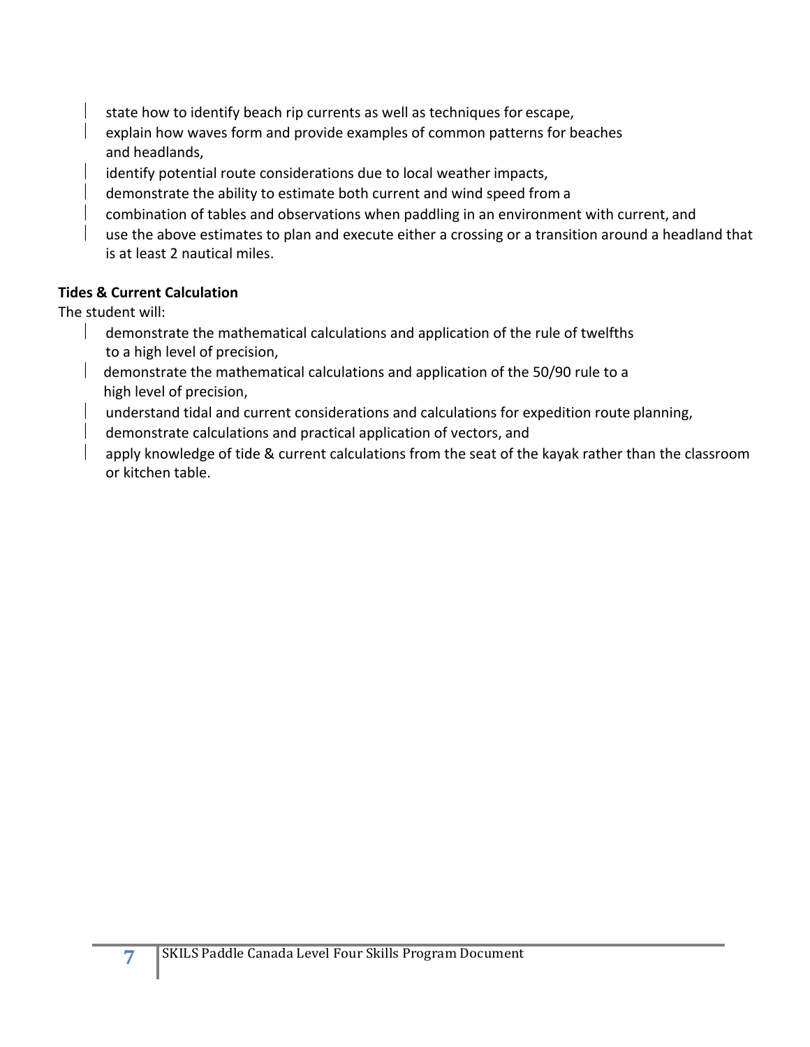- state how to identify beach rip currents as well as techniques for escape,
- explain how waves form and provide examples of common patterns for beaches and headlands,
- identify potential route considerations due to local weather impacts,
- demonstrate the ability to estimate both current and wind speed from a
- combination of tables and observations when paddling in an environment with current, and
- use the above estimates to plan and execute either a crossing or a transition around a headland that is at least 2 nautical miles.

**Tides & Current Calculation**

The student will:

- demonstrate the mathematical calculations and application of the rule of twelfths to a high level of precision,
- demonstrate the mathematical calculations and application of the 50/90 rule to a high level of precision,
- understand tidal and current considerations and calculations for expedition route planning,
- demonstrate calculations and practical application of vectors, and
- apply knowledge of tide & current calculations from the seat of the kayak rather than the classroom or kitchen table.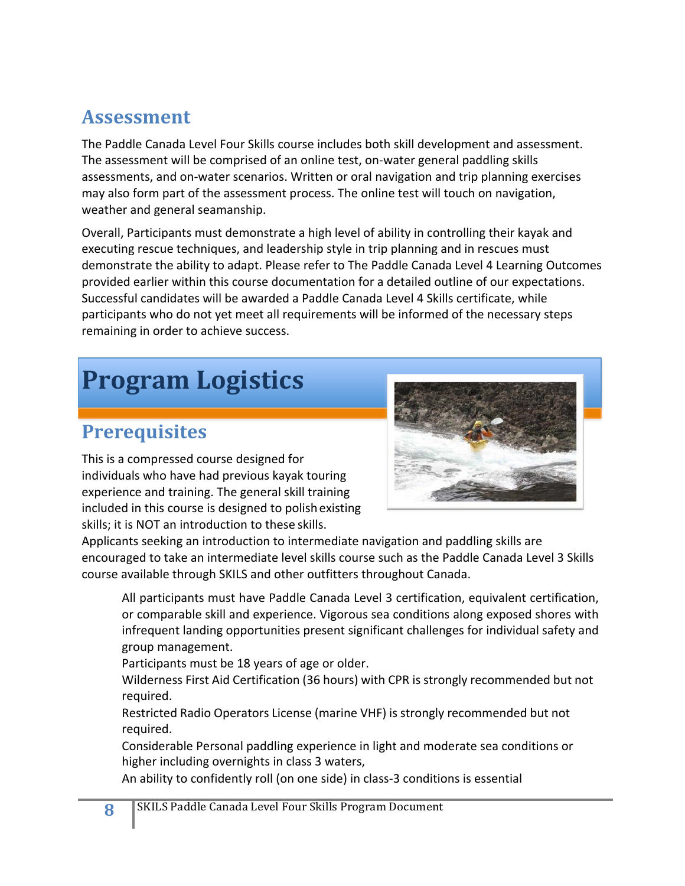## Assessment

The Paddle Canada Level Four Skills course includes both skill development and assessment. The assessment will be comprised of an online test, on-water general paddling skills assessments, and on-water scenarios. Written or oral navigation and trip planning exercises may also form part of the assessment process. The online test will touch on navigation, weather and general seamanship.

Overall, Participants must demonstrate a high level of ability in controlling their kayak and executing rescue techniques, and leadership style in trip planning and in rescues must demonstrate the ability to adapt. Please refer to The Paddle Canada Level 4 Learning Outcomes provided earlier within this course documentation for a detailed outline of our expectations. Successful candidates will be awarded a Paddle Canada Level 4 Skills certificate, while participants who do not yet meet all requirements will be informed of the necessary steps remaining in order to achieve success.

# Program Logistics

## Prerequisites

This is a compressed course designed for individuals who have had previous kayak touring experience and training. The general skill training included in this course is designed to polish existing skills; it is NOT an introduction to these skills. Applicants seeking an introduction to intermediate navigation and paddling skills are encouraged to take an intermediate level skills course such as the Paddle Canada Level 3 Skills course available through SKILS and other outfitters throughout Canada.

- All participants must have Paddle Canada Level 3 certification, equivalent certification, or comparable skill and experience. Vigorous sea conditions along exposed shores with infrequent landing opportunities present significant challenges for individual safety and group management.
- Participants must be 18 years of age or older.
- Wilderness First Aid Certification (36 hours) with CPR is strongly recommended but not required.
- Restricted Radio Operators License (marine VHF) is strongly recommended but not required.
- Considerable Personal paddling experience in light and moderate sea conditions or higher including overnights in class 3 waters,
- An ability to confidently roll (on one side) in class-3 conditions is essential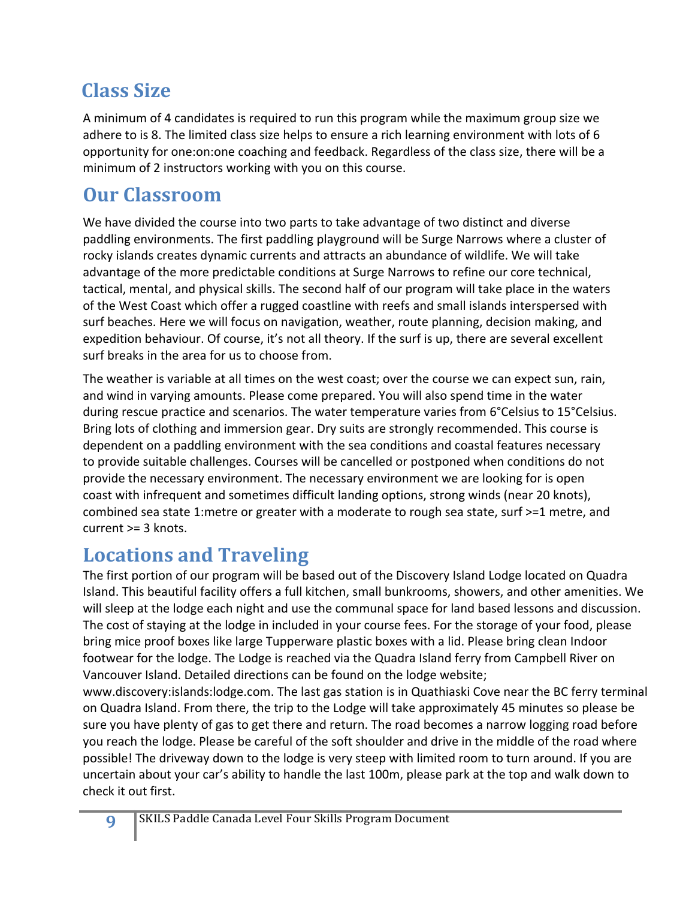## Class Size

A minimum of 4 candidates is required to run this program while the maximum group size we adhere to is 8. The limited class size helps to ensure a rich learning environment with lots of 6 opportunity for one:on:one coaching and feedback. Regardless of the class size, there will be a minimum of 2 instructors working with you on this course.

## Our Classroom

We have divided the course into two parts to take advantage of two distinct and diverse paddling environments. The first paddling playground will be Surge Narrows where a cluster of rocky islands creates dynamic currents and attracts an abundance of wildlife. We will take advantage of the more predictable conditions at Surge Narrows to refine our core technical, tactical, mental, and physical skills. The second half of our program will take place in the waters of the West Coast which offer a rugged coastline with reefs and small islands interspersed with surf beaches. Here we will focus on navigation, weather, route planning, decision making, and expedition behaviour. Of course, it's not all theory. If the surf is up, there are several excellent surf breaks in the area for us to choose from.

The weather is variable at all times on the west coast; over the course we can expect sun, rain, and wind in varying amounts. Please come prepared. You will also spend time in the water during rescue practice and scenarios. The water temperature varies from 6°Celsius to 15°Celsius. Bring lots of clothing and immersion gear. Dry suits are strongly recommended. This course is dependent on a paddling environment with the sea conditions and coastal features necessary to provide suitable challenges. Courses will be cancelled or postponed when conditions do not provide the necessary environment. The necessary environment we are looking for is open coast with infrequent and sometimes difficult landing options, strong winds (near 20 knots), combined sea state 1:metre or greater with a moderate to rough sea state, surf >=1 metre, and current >= 3 knots.

## Locations and Traveling

The first portion of our program will be based out of the Discovery Island Lodge located on Quadra Island. This beautiful facility offers a full kitchen, small bunkrooms, showers, and other amenities. We will sleep at the lodge each night and use the communal space for land based lessons and discussion. The cost of staying at the lodge in included in your course fees. For the storage of your food, please bring mice proof boxes like large Tupperware plastic boxes with a lid. Please bring clean Indoor footwear for the lodge. The Lodge is reached via the Quadra Island ferry from Campbell River on Vancouver Island. Detailed directions can be found on the lodge website; www.discovery:islands:lodge.com. The last gas station is in Quathiaski Cove near the BC ferry terminal on Quadra Island. From there, the trip to the Lodge will take approximately 45 minutes so please be sure you have plenty of gas to get there and return. The road becomes a narrow logging road before you reach the lodge. Please be careful of the soft shoulder and drive in the middle of the road where possible! The driveway down to the lodge is very steep with limited room to turn around. If you are uncertain about your car's ability to handle the last 100m, please park at the top and walk down to check it out first.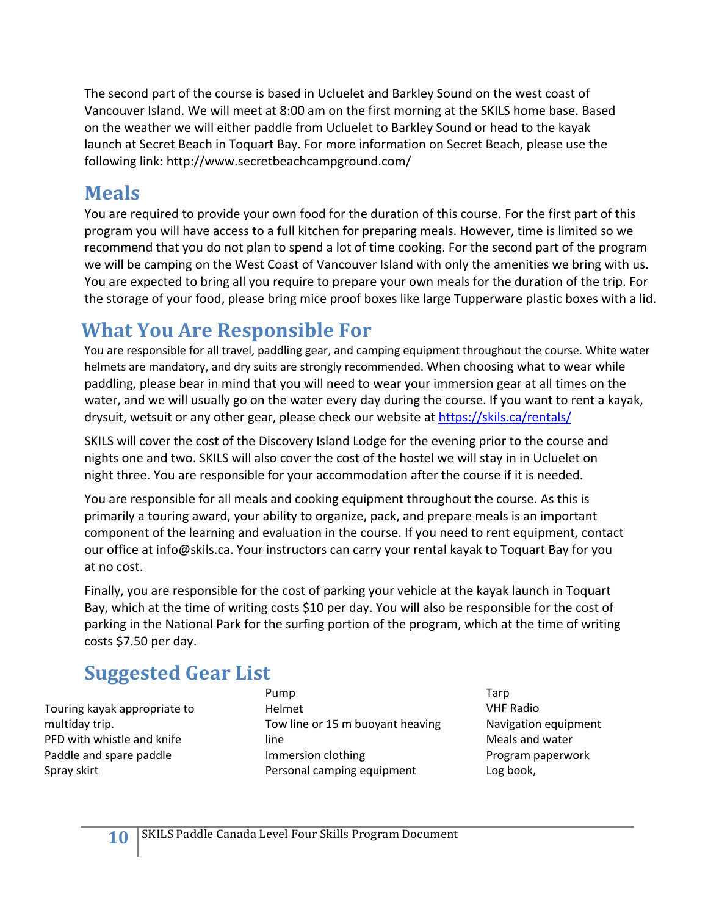The second part of the course is based in Ucluelet and Barkley Sound on the west coast of Vancouver Island. We will meet at 8:00 am on the first morning at the SKILS home base. Based on the weather we will either paddle from Ucluelet to Barkley Sound or head to the kayak launch at Secret Beach in Toquart Bay. For more information on Secret Beach, please use the following link: http://www.secretbeachcampground.com/

## Meals

You are required to provide your own food for the duration of this course. For the first part of this program you will have access to a full kitchen for preparing meals. However, time is limited so we recommend that you do not plan to spend a lot of time cooking. For the second part of the program we will be camping on the West Coast of Vancouver Island with only the amenities we bring with us. You are expected to bring all you require to prepare your own meals for the duration of the trip. For the storage of your food, please bring mice proof boxes like large Tupperware plastic boxes with a lid.

## What You Are Responsible For

You are responsible for all travel, paddling gear, and camping equipment throughout the course. White water helmets are mandatory, and dry suits are strongly recommended. When choosing what to wear while paddling, please bear in mind that you will need to wear your immersion gear at all times on the water, and we will usually go on the water every day during the course. If you want to rent a kayak, drysuit, wetsuit or any other gear, please check our website at [https://skils.ca/rentals/](https://skils.ca/rentals/)

SKILS will cover the cost of the Discovery Island Lodge for the evening prior to the course and nights one and two. SKILS will also cover the cost of the hostel we will stay in in Ucluelet on night three. You are responsible for your accommodation after the course if it is needed.

You are responsible for all meals and cooking equipment throughout the course. As this is primarily a touring award, your ability to organize, pack, and prepare meals is an important component of the learning and evaluation in the course. If you need to rent equipment, contact our office at info@skils.ca. Your instructors can carry your rental kayak to Toquart Bay for you at no cost.

Finally, you are responsible for the cost of parking your vehicle at the kayak launch in Toquart Bay, which at the time of writing costs $10 per day. You will also be responsible for the cost of parking in the National Park for the surfing portion of the program, which at the time of writing costs $7.50 per day.

## Suggested Gear List

- Touring kayak appropriate to multiday trip.
- PFD with whistle and knife
- Paddle and spare paddle
- Spray skirt
- Pump
- Helmet
- Tow line or 15 m buoyant heaving line
- Immersion clothing
- Personal camping equipment
- Tarp
- VHF Radio
- Navigation equipment
- Meals and water
- Program paperwork
- Log book,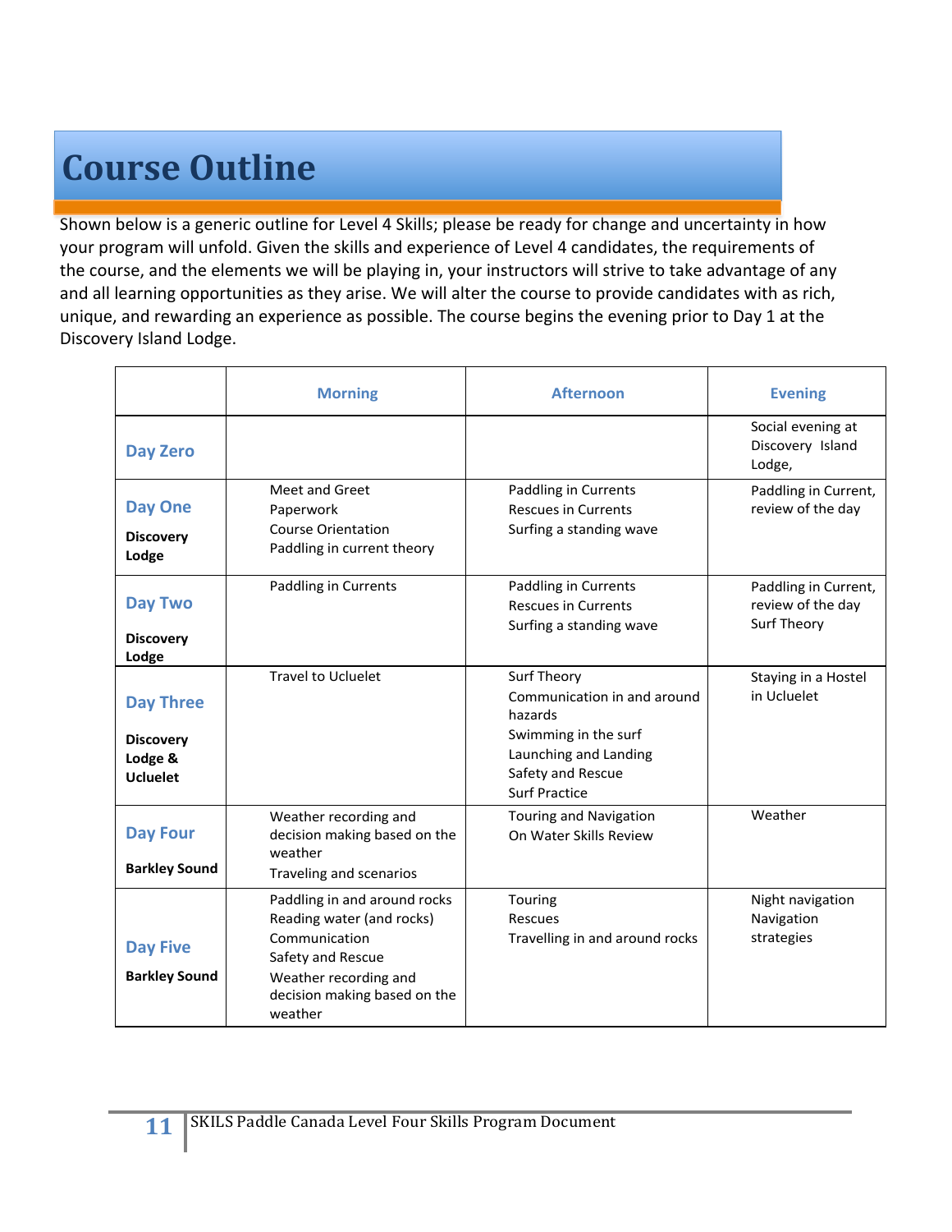# Course Outline

Shown below is a generic outline for Level 4 Skills; please be ready for change and uncertainty in how your program will unfold. Given the skills and experience of Level 4 candidates, the requirements of the course, and the elements we will be playing in, your instructors will strive to take advantage of any and all learning opportunities as they arise. We will alter the course to provide candidates with as rich, unique, and rewarding an experience as possible. The course begins the evening prior to Day 1 at the Discovery Island Lodge.

| | Morning | Afternoon | Evening |
|---|---|---|---|
| **Day Zero** | | | Social evening at Discovery Island Lodge, |
| **Day One**<br>**Discovery Lodge** | Meet and Greet<br>Paperwork<br>Course Orientation<br>Paddling in current theory | Paddling in Currents<br>Rescues in Currents<br>Surfing a standing wave | Paddling in Current, review of the day |
| **Day Two**<br>**Discovery Lodge** | Paddling in Currents | Paddling in Currents<br>Rescues in Currents<br>Surfing a standing wave | Paddling in Current, review of the day<br>Surf Theory |
| **Day Three**<br>**Discovery Lodge & Ucluelet** | Travel to Ucluelet | Surf Theory<br>Communication in and around hazards<br>Swimming in the surf<br>Launching and Landing<br>Safety and Rescue<br>Surf Practice | Staying in a Hostel in Ucluelet |
| **Day Four**<br>**Barkley Sound** | Weather recording and decision making based on the weather<br>Traveling and scenarios | Touring and Navigation<br>On Water Skills Review | Weather |
| **Day Five**<br>**Barkley Sound** | Paddling in and around rocks<br>Reading water (and rocks)<br>Communication<br>Safety and Rescue<br>Weather recording and decision making based on the weather | Touring<br>Rescues<br>Travelling in and around rocks | Night navigation<br>Navigation strategies |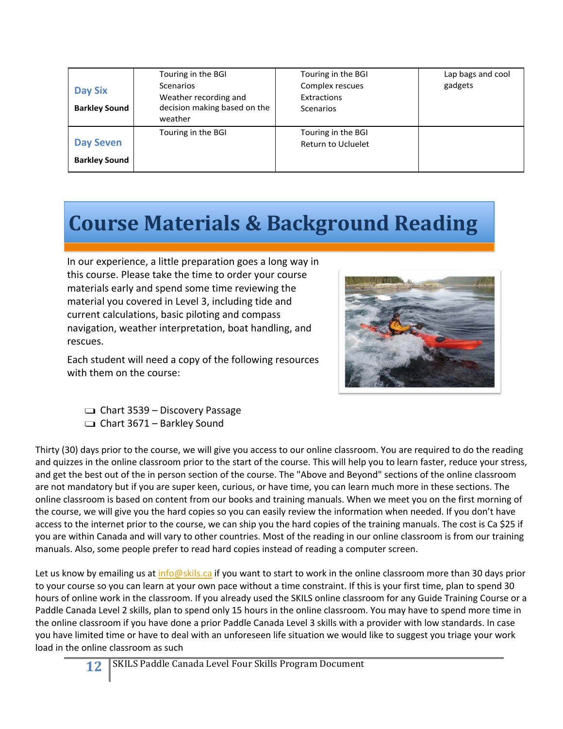| **Day Six**<br>**Barkley Sound** | Touring in the BGI<br>Scenarios<br>Weather recording and decision making based on the weather | Touring in the BGI<br>Complex rescues<br>Extractions<br>Scenarios | Lap bags and cool gadgets |
|---|---|---|---|
| **Day Seven**<br>**Barkley Sound** | Touring in the BGI | Touring in the BGI<br>Return to Ucluelet | |

# Course Materials & Background Reading

In our experience, a little preparation goes a long way in this course. Please take the time to order your course materials early and spend some time reviewing the material you covered in Level 3, including tide and current calculations, basic piloting and compass navigation, weather interpretation, boat handling, and rescues.

Each student will need a copy of the following resources with them on the course:

- ❑ Chart 3539 – Discovery Passage
- ❑ Chart 3671 – Barkley Sound

Thirty (30) days prior to the course, we will give you access to our online classroom. You are required to do the reading and quizzes in the online classroom prior to the start of the course. This will help you to learn faster, reduce your stress, and get the best out of the in person section of the course. The "Above and Beyond" sections of the online classroom are not mandatory but if you are super keen, curious, or have time, you can learn much more in these sections. The online classroom is based on content from our books and training manuals. When we meet you on the first morning of the course, we will give you the hard copies so you can easily review the information when needed. If you don't have access to the internet prior to the course, we can ship you the hard copies of the training manuals. The cost is Ca $25 if you are within Canada and will vary to other countries. Most of the reading in our online classroom is from our training manuals. Also, some people prefer to read hard copies instead of reading a computer screen.

Let us know by emailing us at info@skils.ca if you want to start to work in the online classroom more than 30 days prior to your course so you can learn at your own pace without a time constraint. If this is your first time, plan to spend 30 hours of online work in the classroom. If you already used the SKILS online classroom for any Guide Training Course or a Paddle Canada Level 2 skills, plan to spend only 15 hours in the online classroom. You may have to spend more time in the online classroom if you have done a prior Paddle Canada Level 3 skills with a provider with low standards. In case you have limited time or have to deal with an unforeseen life situation we would like to suggest you triage your work load in the online classroom as such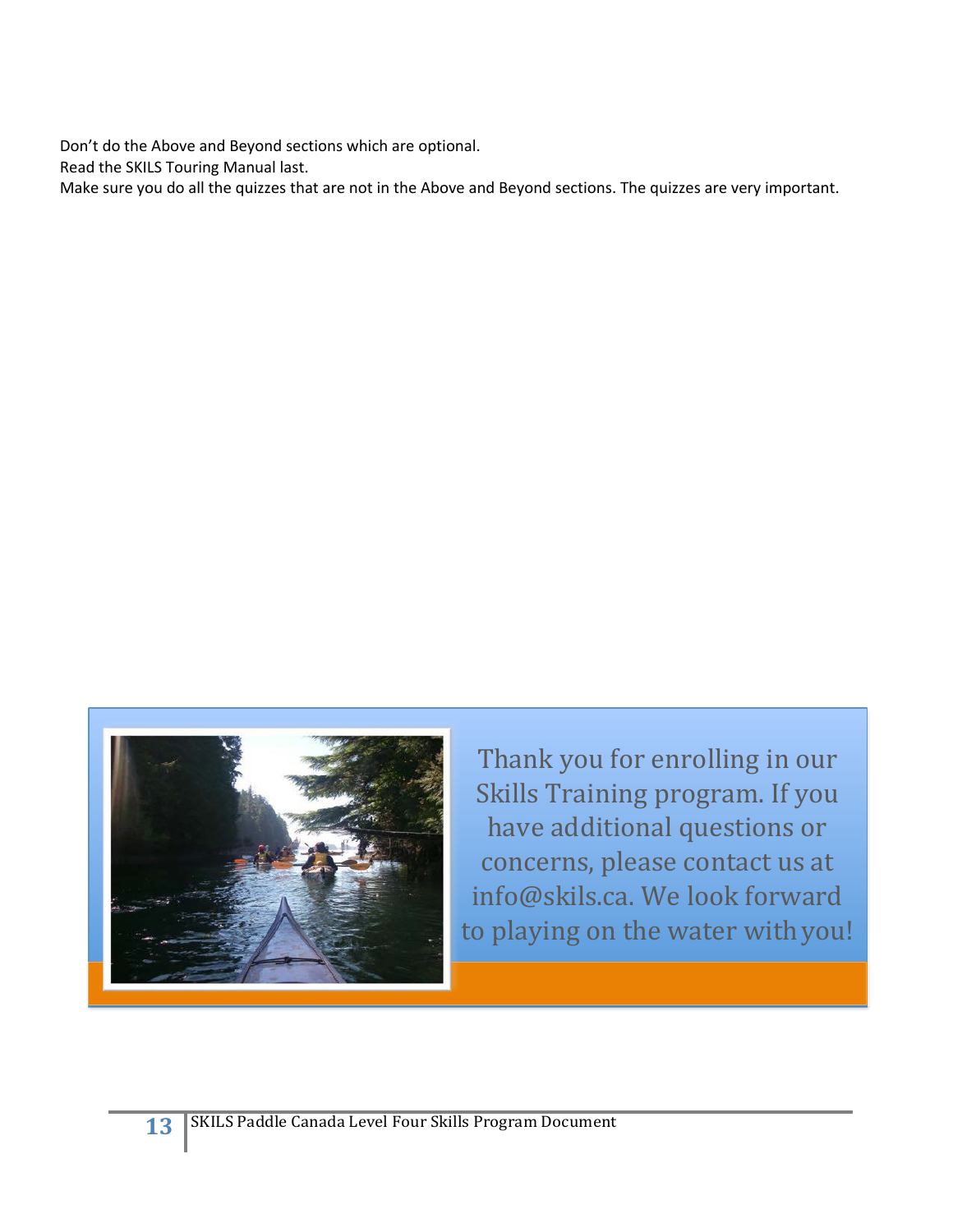Don't do the Above and Beyond sections which are optional.
Read the SKILS Touring Manual last.
Make sure you do all the quizzes that are not in the Above and Beyond sections. The quizzes are very important.

Thank you for enrolling in our Skills Training program. If you have additional questions or concerns, please contact us at info@skils.ca. We look forward to playing on the water with you!